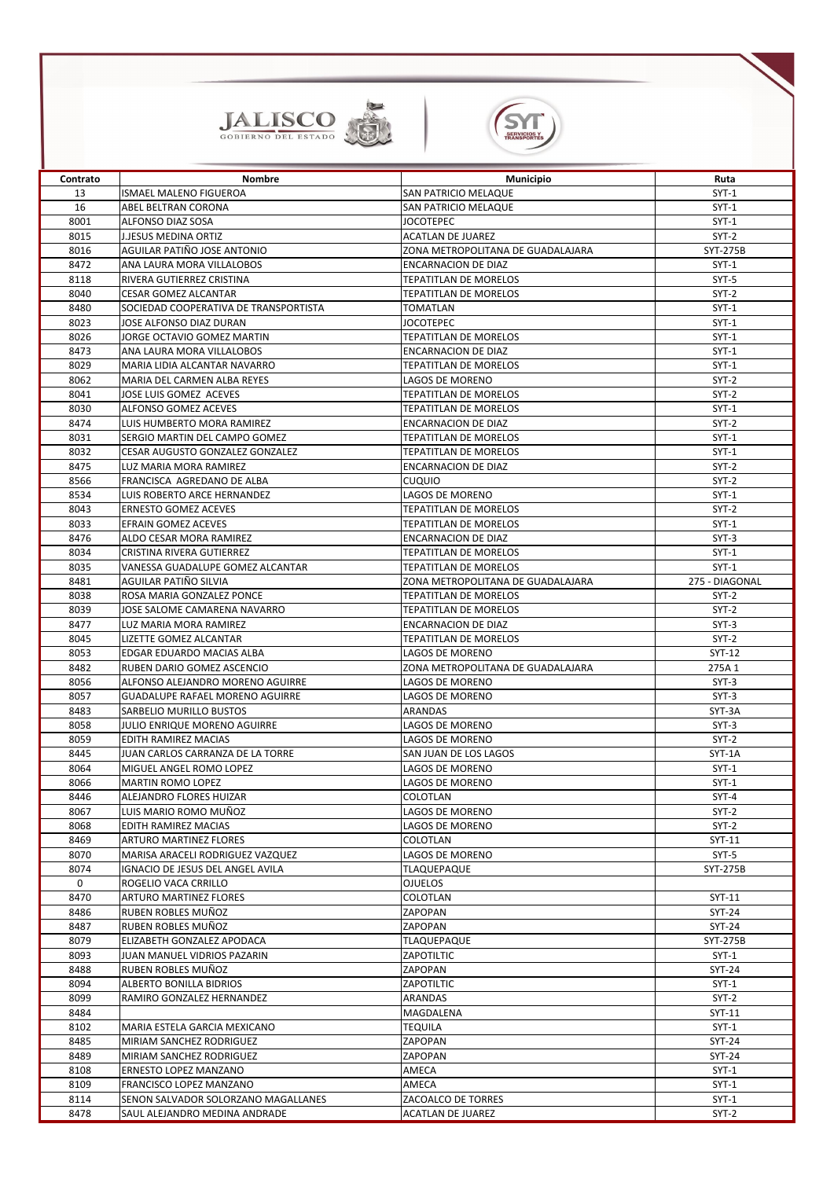| Contrato | Nombre | Municipio | Ruta |
|---|---|---|---|
| 13 | ISMAEL MALENO FIGUEROA | SAN PATRICIO MELAQUE | SYT-1 |
| 16 | ABEL BELTRAN CORONA | SAN PATRICIO MELAQUE | SYT-1 |
| 8001 | ALFONSO DIAZ SOSA | JOCOTEPEC | SYT-1 |
| 8015 | J.JESUS MEDINA ORTIZ | ACATLAN DE JUAREZ | SYT-2 |
| 8016 | AGUILAR PATIÑO JOSE ANTONIO | ZONA METROPOLITANA DE GUADALAJARA | SYT-275B |
| 8472 | ANA LAURA MORA VILLALOBOS | ENCARNACION DE DIAZ | SYT-1 |
| 8118 | RIVERA GUTIERREZ CRISTINA | TEPATITLAN DE MORELOS | SYT-5 |
| 8040 | CESAR GOMEZ ALCANTAR | TEPATITLAN DE MORELOS | SYT-2 |
| 8480 | SOCIEDAD COOPERATIVA DE TRANSPORTISTA | TOMATLAN | SYT-1 |
| 8023 | JOSE ALFONSO DIAZ DURAN | JOCOTEPEC | SYT-1 |
| 8026 | JORGE OCTAVIO GOMEZ MARTIN | TEPATITLAN DE MORELOS | SYT-1 |
| 8473 | ANA LAURA MORA VILLALOBOS | ENCARNACION DE DIAZ | SYT-1 |
| 8029 | MARIA LIDIA ALCANTAR NAVARRO | TEPATITLAN DE MORELOS | SYT-1 |
| 8062 | MARIA DEL CARMEN ALBA REYES | LAGOS DE MORENO | SYT-2 |
| 8041 | JOSE LUIS GOMEZ ACEVES | TEPATITLAN DE MORELOS | SYT-2 |
| 8030 | ALFONSO GOMEZ ACEVES | TEPATITLAN DE MORELOS | SYT-1 |
| 8474 | LUIS HUMBERTO MORA RAMIREZ | ENCARNACION DE DIAZ | SYT-2 |
| 8031 | SERGIO MARTIN DEL CAMPO GOMEZ | TEPATITLAN DE MORELOS | SYT-1 |
| 8032 | CESAR AUGUSTO GONZALEZ GONZALEZ | TEPATITLAN DE MORELOS | SYT-1 |
| 8475 | LUZ MARIA MORA RAMIREZ | ENCARNACION DE DIAZ | SYT-2 |
| 8566 | FRANCISCA AGREDANO DE ALBA | CUQUIO | SYT-2 |
| 8534 | LUIS ROBERTO ARCE HERNANDEZ | LAGOS DE MORENO | SYT-1 |
| 8043 | ERNESTO GOMEZ ACEVES | TEPATITLAN DE MORELOS | SYT-2 |
| 8033 | EFRAIN GOMEZ ACEVES | TEPATITLAN DE MORELOS | SYT-1 |
| 8476 | ALDO CESAR MORA RAMIREZ | ENCARNACION DE DIAZ | SYT-3 |
| 8034 | CRISTINA RIVERA GUTIERREZ | TEPATITLAN DE MORELOS | SYT-1 |
| 8035 | VANESSA GUADALUPE GOMEZ ALCANTAR | TEPATITLAN DE MORELOS | SYT-1 |
| 8481 | AGUILAR PATIÑO SILVIA | ZONA METROPOLITANA DE GUADALAJARA | 275 - DIAGONAL |
| 8038 | ROSA MARIA GONZALEZ PONCE | TEPATITLAN DE MORELOS | SYT-2 |
| 8039 | JOSE SALOME CAMARENA NAVARRO | TEPATITLAN DE MORELOS | SYT-2 |
| 8477 | LUZ MARIA MORA RAMIREZ | ENCARNACION DE DIAZ | SYT-3 |
| 8045 | LIZETTE GOMEZ ALCANTAR | TEPATITLAN DE MORELOS | SYT-2 |
| 8053 | EDGAR EDUARDO MACIAS ALBA | LAGOS DE MORENO | SYT-12 |
| 8482 | RUBEN DARIO GOMEZ ASCENCIO | ZONA METROPOLITANA DE GUADALAJARA | 275A 1 |
| 8056 | ALFONSO ALEJANDRO MORENO AGUIRRE | LAGOS DE MORENO | SYT-3 |
| 8057 | GUADALUPE RAFAEL MORENO AGUIRRE | LAGOS DE MORENO | SYT-3 |
| 8483 | SARBELIO MURILLO BUSTOS | ARANDAS | SYT-3A |
| 8058 | JULIO ENRIQUE MORENO AGUIRRE | LAGOS DE MORENO | SYT-3 |
| 8059 | EDITH RAMIREZ MACIAS | LAGOS DE MORENO | SYT-2 |
| 8445 | JUAN CARLOS CARRANZA DE LA TORRE | SAN JUAN DE LOS LAGOS | SYT-1A |
| 8064 | MIGUEL ANGEL ROMO LOPEZ | LAGOS DE MORENO | SYT-1 |
| 8066 | MARTIN ROMO LOPEZ | LAGOS DE MORENO | SYT-1 |
| 8446 | ALEJANDRO FLORES HUIZAR | COLOTLAN | SYT-4 |
| 8067 | LUIS MARIO ROMO MUÑOZ | LAGOS DE MORENO | SYT-2 |
| 8068 | EDITH RAMIREZ MACIAS | LAGOS DE MORENO | SYT-2 |
| 8469 | ARTURO MARTINEZ FLORES | COLOTLAN | SYT-11 |
| 8070 | MARISA ARACELI RODRIGUEZ VAZQUEZ | LAGOS DE MORENO | SYT-5 |
| 8074 | IGNACIO DE JESUS DEL ANGEL AVILA | TLAQUEPAQUE | SYT-275B |
| 0 | ROGELIO VACA CRRILLO | OJUELOS | |
| 8470 | ARTURO MARTINEZ FLORES | COLOTLAN | SYT-11 |
| 8486 | RUBEN ROBLES MUÑOZ | ZAPOPAN | SYT-24 |
| 8487 | RUBEN ROBLES MUÑOZ | ZAPOPAN | SYT-24 |
| 8079 | ELIZABETH GONZALEZ APODACA | TLAQUEPAQUE | SYT-275B |
| 8093 | JUAN MANUEL VIDRIOS PAZARIN | ZAPOTILTIC | SYT-1 |
| 8488 | RUBEN ROBLES MUÑOZ | ZAPOPAN | SYT-24 |
| 8094 | ALBERTO BONILLA BIDRIOS | ZAPOTILTIC | SYT-1 |
| 8099 | RAMIRO GONZALEZ HERNANDEZ | ARANDAS | SYT-2 |
| 8484 | | MAGDALENA | SYT-11 |
| 8102 | MARIA ESTELA GARCIA MEXICANO | TEQUILA | SYT-1 |
| 8485 | MIRIAM SANCHEZ RODRIGUEZ | ZAPOPAN | SYT-24 |
| 8489 | MIRIAM SANCHEZ RODRIGUEZ | ZAPOPAN | SYT-24 |
| 8108 | ERNESTO LOPEZ MANZANO | AMECA | SYT-1 |
| 8109 | FRANCISCO LOPEZ MANZANO | AMECA | SYT-1 |
| 8114 | SENON SALVADOR SOLORZANO MAGALLANES | ZACOALCO DE TORRES | SYT-1 |
| 8478 | SAUL ALEJANDRO MEDINA ANDRADE | ACATLAN DE JUAREZ | SYT-2 |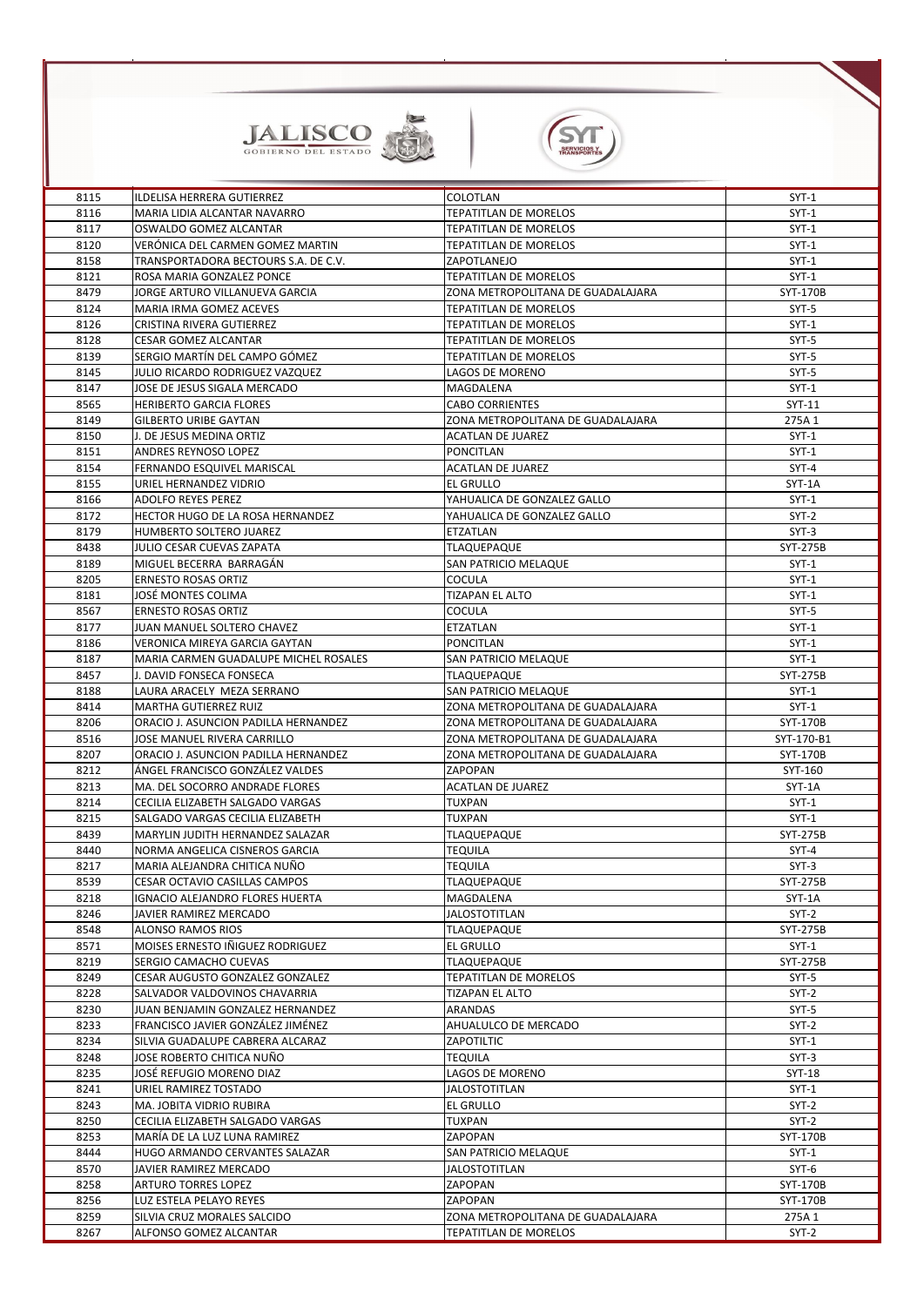| | | | |
|---|---|---|---|
| 8115 | ILDELISA HERRERA GUTIERREZ | COLOTLAN | SYT-1 |
| 8116 | MARIA LIDIA ALCANTAR NAVARRO | TEPATITLAN DE MORELOS | SYT-1 |
| 8117 | OSWALDO GOMEZ ALCANTAR | TEPATITLAN DE MORELOS | SYT-1 |
| 8120 | VERÓNICA DEL CARMEN GOMEZ MARTIN | TEPATITLAN DE MORELOS | SYT-1 |
| 8158 | TRANSPORTADORA BECTOURS S.A. DE C.V. | ZAPOTLANEJO | SYT-1 |
| 8121 | ROSA MARIA GONZALEZ PONCE | TEPATITLAN DE MORELOS | SYT-1 |
| 8479 | JORGE ARTURO VILLANUEVA GARCIA | ZONA METROPOLITANA DE GUADALAJARA | SYT-170B |
| 8124 | MARIA IRMA GOMEZ ACEVES | TEPATITLAN DE MORELOS | SYT-5 |
| 8126 | CRISTINA RIVERA GUTIERREZ | TEPATITLAN DE MORELOS | SYT-1 |
| 8128 | CESAR GOMEZ ALCANTAR | TEPATITLAN DE MORELOS | SYT-5 |
| 8139 | SERGIO MARTÍN DEL CAMPO GÓMEZ | TEPATITLAN DE MORELOS | SYT-5 |
| 8145 | JULIO RICARDO RODRIGUEZ VAZQUEZ | LAGOS DE MORENO | SYT-5 |
| 8147 | JOSE DE JESUS SIGALA MERCADO | MAGDALENA | SYT-1 |
| 8565 | HERIBERTO GARCIA FLORES | CABO CORRIENTES | SYT-11 |
| 8149 | GILBERTO URIBE GAYTAN | ZONA METROPOLITANA DE GUADALAJARA | 275A 1 |
| 8150 | J. DE JESUS MEDINA ORTIZ | ACATLAN DE JUAREZ | SYT-1 |
| 8151 | ANDRES REYNOSO LOPEZ | PONCITLAN | SYT-1 |
| 8154 | FERNANDO ESQUIVEL MARISCAL | ACATLAN DE JUAREZ | SYT-4 |
| 8155 | URIEL HERNANDEZ VIDRIO | EL GRULLO | SYT-1A |
| 8166 | ADOLFO REYES PEREZ | YAHUALICA DE GONZALEZ GALLO | SYT-1 |
| 8172 | HECTOR HUGO DE LA ROSA HERNANDEZ | YAHUALICA DE GONZALEZ GALLO | SYT-2 |
| 8179 | HUMBERTO SOLTERO JUAREZ | ETZATLAN | SYT-3 |
| 8438 | JULIO CESAR CUEVAS ZAPATA | TLAQUEPAQUE | SYT-275B |
| 8189 | MIGUEL BECERRA BARRAGÁN | SAN PATRICIO MELAQUE | SYT-1 |
| 8205 | ERNESTO ROSAS ORTIZ | COCULA | SYT-1 |
| 8181 | JOSÉ MONTES COLIMA | TIZAPAN EL ALTO | SYT-1 |
| 8567 | ERNESTO ROSAS ORTIZ | COCULA | SYT-5 |
| 8177 | JUAN MANUEL SOLTERO CHAVEZ | ETZATLAN | SYT-1 |
| 8186 | VERONICA MIREYA GARCIA GAYTAN | PONCITLAN | SYT-1 |
| 8187 | MARIA CARMEN GUADALUPE MICHEL ROSALES | SAN PATRICIO MELAQUE | SYT-1 |
| 8457 | J. DAVID FONSECA FONSECA | TLAQUEPAQUE | SYT-275B |
| 8188 | LAURA ARACELY MEZA SERRANO | SAN PATRICIO MELAQUE | SYT-1 |
| 8414 | MARTHA GUTIERREZ RUIZ | ZONA METROPOLITANA DE GUADALAJARA | SYT-1 |
| 8206 | ORACIO J. ASUNCION PADILLA HERNANDEZ | ZONA METROPOLITANA DE GUADALAJARA | SYT-170B |
| 8516 | JOSE MANUEL RIVERA CARRILLO | ZONA METROPOLITANA DE GUADALAJARA | SYT-170-B1 |
| 8207 | ORACIO J. ASUNCION PADILLA HERNANDEZ | ZONA METROPOLITANA DE GUADALAJARA | SYT-170B |
| 8212 | ÁNGEL FRANCISCO GONZÁLEZ VALDES | ZAPOPAN | SYT-160 |
| 8213 | MA. DEL SOCORRO ANDRADE FLORES | ACATLAN DE JUAREZ | SYT-1A |
| 8214 | CECILIA ELIZABETH SALGADO VARGAS | TUXPAN | SYT-1 |
| 8215 | SALGADO VARGAS CECILIA ELIZABETH | TUXPAN | SYT-1 |
| 8439 | MARYLIN JUDITH HERNANDEZ SALAZAR | TLAQUEPAQUE | SYT-275B |
| 8440 | NORMA ANGELICA CISNEROS GARCIA | TEQUILA | SYT-4 |
| 8217 | MARIA ALEJANDRA CHITICA NUÑO | TEQUILA | SYT-3 |
| 8539 | CESAR OCTAVIO CASILLAS CAMPOS | TLAQUEPAQUE | SYT-275B |
| 8218 | IGNACIO ALEJANDRO FLORES HUERTA | MAGDALENA | SYT-1A |
| 8246 | JAVIER RAMIREZ MERCADO | JALOSTOTITLAN | SYT-2 |
| 8548 | ALONSO RAMOS RIOS | TLAQUEPAQUE | SYT-275B |
| 8571 | MOISES ERNESTO IÑIGUEZ RODRIGUEZ | EL GRULLO | SYT-1 |
| 8219 | SERGIO CAMACHO CUEVAS | TLAQUEPAQUE | SYT-275B |
| 8249 | CESAR AUGUSTO GONZALEZ GONZALEZ | TEPATITLAN DE MORELOS | SYT-5 |
| 8228 | SALVADOR VALDOVINOS CHAVARRIA | TIZAPAN EL ALTO | SYT-2 |
| 8230 | JUAN BENJAMIN GONZALEZ HERNANDEZ | ARANDAS | SYT-5 |
| 8233 | FRANCISCO JAVIER GONZÁLEZ JIMÉNEZ | AHUALULCO DE MERCADO | SYT-2 |
| 8234 | SILVIA GUADALUPE CABRERA ALCARAZ | ZAPOTILTIC | SYT-1 |
| 8248 | JOSE ROBERTO CHITICA NUÑO | TEQUILA | SYT-3 |
| 8235 | JOSÉ REFUGIO MORENO DIAZ | LAGOS DE MORENO | SYT-18 |
| 8241 | URIEL RAMIREZ TOSTADO | JALOSTOTITLAN | SYT-1 |
| 8243 | MA. JOBITA VIDRIO RUBIRA | EL GRULLO | SYT-2 |
| 8250 | CECILIA ELIZABETH SALGADO VARGAS | TUXPAN | SYT-2 |
| 8253 | MARÍA DE LA LUZ LUNA RAMIREZ | ZAPOPAN | SYT-170B |
| 8444 | HUGO ARMANDO CERVANTES SALAZAR | SAN PATRICIO MELAQUE | SYT-1 |
| 8570 | JAVIER RAMIREZ MERCADO | JALOSTOTITLAN | SYT-6 |
| 8258 | ARTURO TORRES LOPEZ | ZAPOPAN | SYT-170B |
| 8256 | LUZ ESTELA PELAYO REYES | ZAPOPAN | SYT-170B |
| 8259 | SILVIA CRUZ MORALES SALCIDO | ZONA METROPOLITANA DE GUADALAJARA | 275A 1 |
| 8267 | ALFONSO GOMEZ ALCANTAR | TEPATITLAN DE MORELOS | SYT-2 |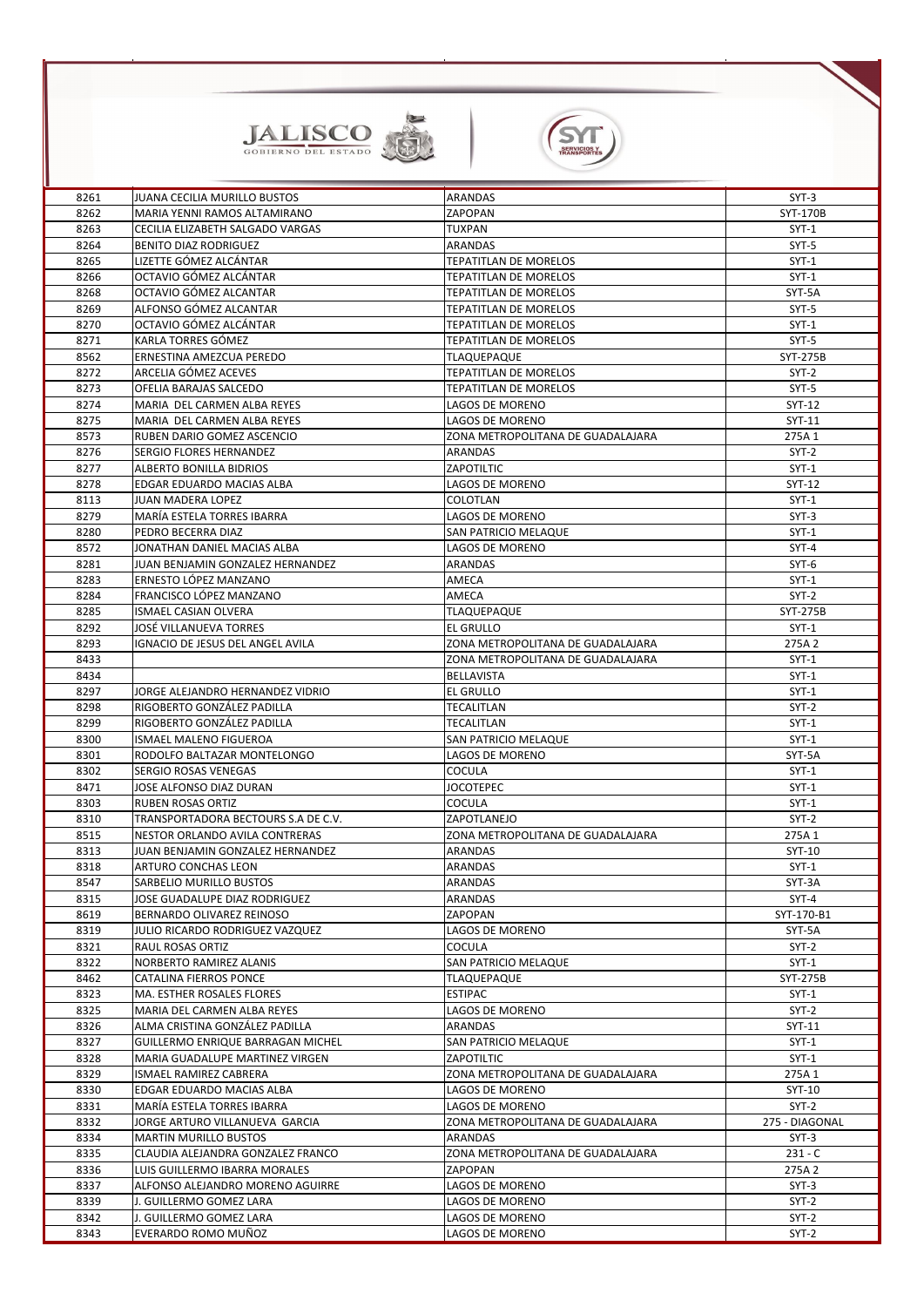| | | | |
|---|---|---|---|
| 8261 | JUANA CECILIA MURILLO BUSTOS | ARANDAS | SYT-3 |
| 8262 | MARIA YENNI RAMOS ALTAMIRANO | ZAPOPAN | SYT-170B |
| 8263 | CECILIA ELIZABETH SALGADO VARGAS | TUXPAN | SYT-1 |
| 8264 | BENITO DIAZ RODRIGUEZ | ARANDAS | SYT-5 |
| 8265 | LIZETTE GÓMEZ ALCÁNTAR | TEPATITLAN DE MORELOS | SYT-1 |
| 8266 | OCTAVIO GÓMEZ ALCÁNTAR | TEPATITLAN DE MORELOS | SYT-1 |
| 8268 | OCTAVIO GÓMEZ ALCANTAR | TEPATITLAN DE MORELOS | SYT-5A |
| 8269 | ALFONSO GÓMEZ ALCANTAR | TEPATITLAN DE MORELOS | SYT-5 |
| 8270 | OCTAVIO GÓMEZ ALCÁNTAR | TEPATITLAN DE MORELOS | SYT-1 |
| 8271 | KARLA TORRES GÓMEZ | TEPATITLAN DE MORELOS | SYT-5 |
| 8562 | ERNESTINA AMEZCUA PEREDO | TLAQUEPAQUE | SYT-275B |
| 8272 | ARCELIA GÓMEZ ACEVES | TEPATITLAN DE MORELOS | SYT-2 |
| 8273 | OFELIA BARAJAS SALCEDO | TEPATITLAN DE MORELOS | SYT-5 |
| 8274 | MARIA DEL CARMEN ALBA REYES | LAGOS DE MORENO | SYT-12 |
| 8275 | MARIA DEL CARMEN ALBA REYES | LAGOS DE MORENO | SYT-11 |
| 8573 | RUBEN DARIO GOMEZ ASCENCIO | ZONA METROPOLITANA DE GUADALAJARA | 275A 1 |
| 8276 | SERGIO FLORES HERNANDEZ | ARANDAS | SYT-2 |
| 8277 | ALBERTO BONILLA BIDRIOS | ZAPOTILTIC | SYT-1 |
| 8278 | EDGAR EDUARDO MACIAS ALBA | LAGOS DE MORENO | SYT-12 |
| 8113 | JUAN MADERA LOPEZ | COLOTLAN | SYT-1 |
| 8279 | MARÍA ESTELA TORRES IBARRA | LAGOS DE MORENO | SYT-3 |
| 8280 | PEDRO BECERRA DIAZ | SAN PATRICIO MELAQUE | SYT-1 |
| 8572 | JONATHAN DANIEL MACIAS ALBA | LAGOS DE MORENO | SYT-4 |
| 8281 | JUAN BENJAMIN GONZALEZ HERNANDEZ | ARANDAS | SYT-6 |
| 8283 | ERNESTO LÓPEZ MANZANO | AMECA | SYT-1 |
| 8284 | FRANCISCO LÓPEZ MANZANO | AMECA | SYT-2 |
| 8285 | ISMAEL CASIAN OLVERA | TLAQUEPAQUE | SYT-275B |
| 8292 | JOSÉ VILLANUEVA TORRES | EL GRULLO | SYT-1 |
| 8293 | IGNACIO DE JESUS DEL ANGEL AVILA | ZONA METROPOLITANA DE GUADALAJARA | 275A 2 |
| 8433 | | ZONA METROPOLITANA DE GUADALAJARA | SYT-1 |
| 8434 | | BELLAVISTA | SYT-1 |
| 8297 | JORGE ALEJANDRO HERNANDEZ VIDRIO | EL GRULLO | SYT-1 |
| 8298 | RIGOBERTO GONZÁLEZ PADILLA | TECALITLAN | SYT-2 |
| 8299 | RIGOBERTO GONZÁLEZ PADILLA | TECALITLAN | SYT-1 |
| 8300 | ISMAEL MALENO FIGUEROA | SAN PATRICIO MELAQUE | SYT-1 |
| 8301 | RODOLFO BALTAZAR MONTELONGO | LAGOS DE MORENO | SYT-5A |
| 8302 | SERGIO ROSAS VENEGAS | COCULA | SYT-1 |
| 8471 | JOSE ALFONSO DIAZ DURAN | JOCOTEPEC | SYT-1 |
| 8303 | RUBEN ROSAS ORTIZ | COCULA | SYT-1 |
| 8310 | TRANSPORTADORA BECTOURS S.A DE C.V. | ZAPOTLANEJO | SYT-2 |
| 8515 | NESTOR ORLANDO AVILA CONTRERAS | ZONA METROPOLITANA DE GUADALAJARA | 275A 1 |
| 8313 | JUAN BENJAMIN GONZALEZ HERNANDEZ | ARANDAS | SYT-10 |
| 8318 | ARTURO CONCHAS LEON | ARANDAS | SYT-1 |
| 8547 | SARBELIO MURILLO BUSTOS | ARANDAS | SYT-3A |
| 8315 | JOSE GUADALUPE DIAZ RODRIGUEZ | ARANDAS | SYT-4 |
| 8619 | BERNARDO OLIVAREZ REINOSO | ZAPOPAN | SYT-170-B1 |
| 8319 | JULIO RICARDO RODRIGUEZ VAZQUEZ | LAGOS DE MORENO | SYT-5A |
| 8321 | RAUL ROSAS ORTIZ | COCULA | SYT-2 |
| 8322 | NORBERTO RAMIREZ ALANIS | SAN PATRICIO MELAQUE | SYT-1 |
| 8462 | CATALINA FIERROS PONCE | TLAQUEPAQUE | SYT-275B |
| 8323 | MA. ESTHER ROSALES FLORES | ESTIPAC | SYT-1 |
| 8325 | MARIA DEL CARMEN ALBA REYES | LAGOS DE MORENO | SYT-2 |
| 8326 | ALMA CRISTINA GONZÁLEZ PADILLA | ARANDAS | SYT-11 |
| 8327 | GUILLERMO ENRIQUE BARRAGAN MICHEL | SAN PATRICIO MELAQUE | SYT-1 |
| 8328 | MARIA GUADALUPE MARTINEZ VIRGEN | ZAPOTILTIC | SYT-1 |
| 8329 | ISMAEL RAMIREZ CABRERA | ZONA METROPOLITANA DE GUADALAJARA | 275A 1 |
| 8330 | EDGAR EDUARDO MACIAS ALBA | LAGOS DE MORENO | SYT-10 |
| 8331 | MARÍA ESTELA TORRES IBARRA | LAGOS DE MORENO | SYT-2 |
| 8332 | JORGE ARTURO VILLANUEVA GARCIA | ZONA METROPOLITANA DE GUADALAJARA | 275 - DIAGONAL |
| 8334 | MARTIN MURILLO BUSTOS | ARANDAS | SYT-3 |
| 8335 | CLAUDIA ALEJANDRA GONZALEZ FRANCO | ZONA METROPOLITANA DE GUADALAJARA | 231 - C |
| 8336 | LUIS GUILLERMO IBARRA MORALES | ZAPOPAN | 275A 2 |
| 8337 | ALFONSO ALEJANDRO MORENO AGUIRRE | LAGOS DE MORENO | SYT-3 |
| 8339 | J. GUILLERMO GOMEZ LARA | LAGOS DE MORENO | SYT-2 |
| 8342 | J. GUILLERMO GOMEZ LARA | LAGOS DE MORENO | SYT-2 |
| 8343 | EVERARDO ROMO MUÑOZ | LAGOS DE MORENO | SYT-2 |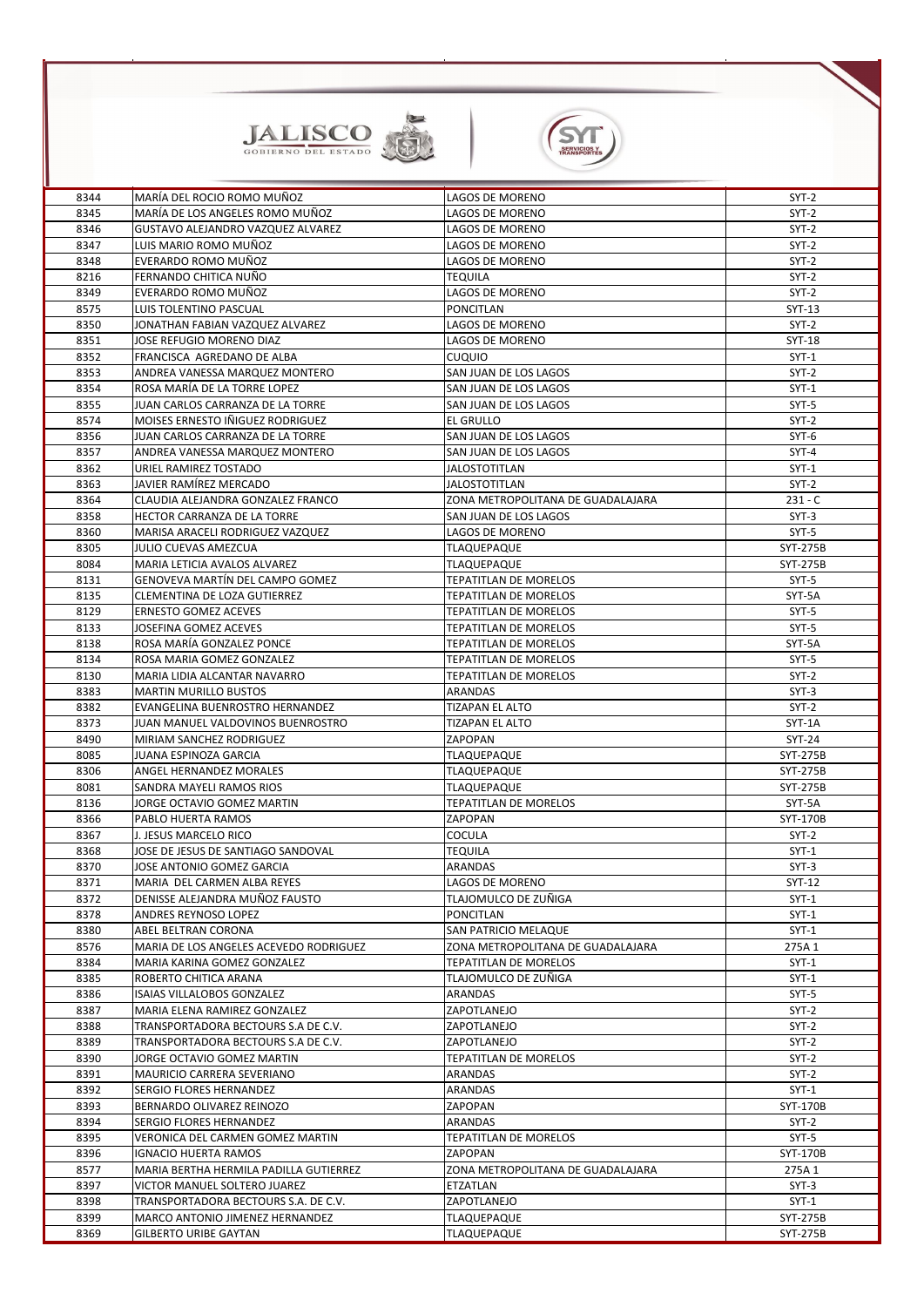| 8344 | MARÍA DEL ROCIO ROMO MUÑOZ | LAGOS DE MORENO | SYT-2 |
|---|---|---|---|
| 8345 | MARÍA DE LOS ANGELES ROMO MUÑOZ | LAGOS DE MORENO | SYT-2 |
| 8346 | GUSTAVO ALEJANDRO VAZQUEZ ALVAREZ | LAGOS DE MORENO | SYT-2 |
| 8347 | LUIS MARIO ROMO MUÑOZ | LAGOS DE MORENO | SYT-2 |
| 8348 | EVERARDO ROMO MUÑOZ | LAGOS DE MORENO | SYT-2 |
| 8216 | FERNANDO CHITICA NUÑO | TEQUILA | SYT-2 |
| 8349 | EVERARDO ROMO MUÑOZ | LAGOS DE MORENO | SYT-2 |
| 8575 | LUIS TOLENTINO PASCUAL | PONCITLAN | SYT-13 |
| 8350 | JONATHAN FABIAN VAZQUEZ ALVAREZ | LAGOS DE MORENO | SYT-2 |
| 8351 | JOSE REFUGIO MORENO DIAZ | LAGOS DE MORENO | SYT-18 |
| 8352 | FRANCISCA  AGREDANO DE ALBA | CUQUIO | SYT-1 |
| 8353 | ANDREA VANESSA MARQUEZ MONTERO | SAN JUAN DE LOS LAGOS | SYT-2 |
| 8354 | ROSA MARÍA DE LA TORRE LOPEZ | SAN JUAN DE LOS LAGOS | SYT-1 |
| 8355 | JUAN CARLOS CARRANZA DE LA TORRE | SAN JUAN DE LOS LAGOS | SYT-5 |
| 8574 | MOISES ERNESTO IÑIGUEZ RODRIGUEZ | EL GRULLO | SYT-2 |
| 8356 | JUAN CARLOS CARRANZA DE LA TORRE | SAN JUAN DE LOS LAGOS | SYT-6 |
| 8357 | ANDREA VANESSA MARQUEZ MONTERO | SAN JUAN DE LOS LAGOS | SYT-4 |
| 8362 | URIEL RAMIREZ TOSTADO | JALOSTOTITLAN | SYT-1 |
| 8363 | JAVIER RAMÍREZ MERCADO | JALOSTOTITLAN | SYT-2 |
| 8364 | CLAUDIA ALEJANDRA GONZALEZ FRANCO | ZONA METROPOLITANA DE GUADALAJARA | 231 - C |
| 8358 | HECTOR CARRANZA DE LA TORRE | SAN JUAN DE LOS LAGOS | SYT-3 |
| 8360 | MARISA ARACELI RODRIGUEZ VAZQUEZ | LAGOS DE MORENO | SYT-5 |
| 8305 | JULIO CUEVAS AMEZCUA | TLAQUEPAQUE | SYT-275B |
| 8084 | MARIA LETICIA AVALOS ALVAREZ | TLAQUEPAQUE | SYT-275B |
| 8131 | GENOVEVA MARTÍN DEL CAMPO GOMEZ | TEPATITLAN DE MORELOS | SYT-5 |
| 8135 | CLEMENTINA DE LOZA GUTIERREZ | TEPATITLAN DE MORELOS | SYT-5A |
| 8129 | ERNESTO GOMEZ ACEVES | TEPATITLAN DE MORELOS | SYT-5 |
| 8133 | JOSEFINA GOMEZ ACEVES | TEPATITLAN DE MORELOS | SYT-5 |
| 8138 | ROSA MARÍA GONZALEZ PONCE | TEPATITLAN DE MORELOS | SYT-5A |
| 8134 | ROSA MARIA GOMEZ GONZALEZ | TEPATITLAN DE MORELOS | SYT-5 |
| 8130 | MARIA LIDIA ALCANTAR NAVARRO | TEPATITLAN DE MORELOS | SYT-2 |
| 8383 | MARTIN MURILLO BUSTOS | ARANDAS | SYT-3 |
| 8382 | EVANGELINA BUENROSTRO HERNANDEZ | TIZAPAN EL ALTO | SYT-2 |
| 8373 | JUAN MANUEL VALDOVINOS BUENROSTRO | TIZAPAN EL ALTO | SYT-1A |
| 8490 | MIRIAM SANCHEZ RODRIGUEZ | ZAPOPAN | SYT-24 |
| 8085 | JUANA ESPINOZA GARCIA | TLAQUEPAQUE | SYT-275B |
| 8306 | ANGEL HERNANDEZ MORALES | TLAQUEPAQUE | SYT-275B |
| 8081 | SANDRA MAYELI RAMOS RIOS | TLAQUEPAQUE | SYT-275B |
| 8136 | JORGE OCTAVIO GOMEZ MARTIN | TEPATITLAN DE MORELOS | SYT-5A |
| 8366 | PABLO HUERTA RAMOS | ZAPOPAN | SYT-170B |
| 8367 | J. JESUS MARCELO RICO | COCULA | SYT-2 |
| 8368 | JOSE DE JESUS DE SANTIAGO SANDOVAL | TEQUILA | SYT-1 |
| 8370 | JOSE ANTONIO GOMEZ GARCIA | ARANDAS | SYT-3 |
| 8371 | MARIA  DEL CARMEN ALBA REYES | LAGOS DE MORENO | SYT-12 |
| 8372 | DENISSE ALEJANDRA MUÑOZ FAUSTO | TLAJOMULCO DE ZUÑIGA | SYT-1 |
| 8378 | ANDRES REYNOSO LOPEZ | PONCITLAN | SYT-1 |
| 8380 | ABEL BELTRAN CORONA | SAN PATRICIO MELAQUE | SYT-1 |
| 8576 | MARIA DE LOS ANGELES ACEVEDO RODRIGUEZ | ZONA METROPOLITANA DE GUADALAJARA | 275A 1 |
| 8384 | MARIA KARINA GOMEZ GONZALEZ | TEPATITLAN DE MORELOS | SYT-1 |
| 8385 | ROBERTO CHITICA ARANA | TLAJOMULCO DE ZUÑIGA | SYT-1 |
| 8386 | ISAIAS VILLALOBOS GONZALEZ | ARANDAS | SYT-5 |
| 8387 | MARIA ELENA RAMIREZ GONZALEZ | ZAPOTLANEJO | SYT-2 |
| 8388 | TRANSPORTADORA BECTOURS S.A DE C.V. | ZAPOTLANEJO | SYT-2 |
| 8389 | TRANSPORTADORA BECTOURS S.A DE C.V. | ZAPOTLANEJO | SYT-2 |
| 8390 | JORGE OCTAVIO GOMEZ MARTIN | TEPATITLAN DE MORELOS | SYT-2 |
| 8391 | MAURICIO CARRERA SEVERIANO | ARANDAS | SYT-2 |
| 8392 | SERGIO FLORES HERNANDEZ | ARANDAS | SYT-1 |
| 8393 | BERNARDO OLIVAREZ REINOZO | ZAPOPAN | SYT-170B |
| 8394 | SERGIO FLORES HERNANDEZ | ARANDAS | SYT-2 |
| 8395 | VERONICA DEL CARMEN GOMEZ MARTIN | TEPATITLAN DE MORELOS | SYT-5 |
| 8396 | IGNACIO HUERTA RAMOS | ZAPOPAN | SYT-170B |
| 8577 | MARIA BERTHA HERMILA PADILLA GUTIERREZ | ZONA METROPOLITANA DE GUADALAJARA | 275A 1 |
| 8397 | VICTOR MANUEL SOLTERO JUAREZ | ETZATLAN | SYT-3 |
| 8398 | TRANSPORTADORA BECTOURS S.A. DE C.V. | ZAPOTLANEJO | SYT-1 |
| 8399 | MARCO ANTONIO JIMENEZ HERNANDEZ | TLAQUEPAQUE | SYT-275B |
| 8369 | GILBERTO URIBE GAYTAN | TLAQUEPAQUE | SYT-275B |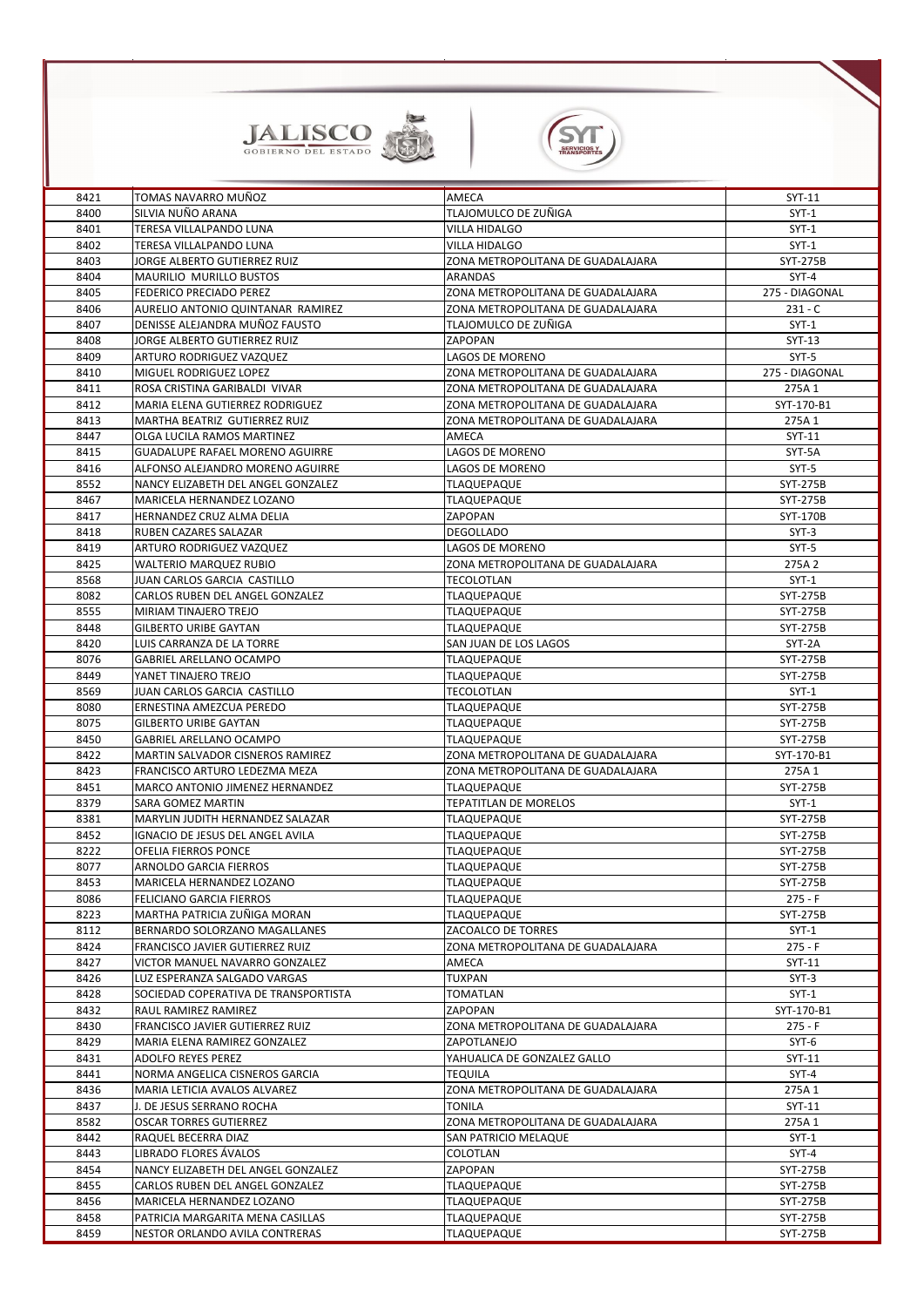| | | | |
|---|---|---|---|
| 8421 | TOMAS NAVARRO MUÑOZ | AMECA | SYT-11 |
| 8400 | SILVIA NUÑO ARANA | TLAJOMULCO DE ZUÑIGA | SYT-1 |
| 8401 | TERESA VILLALPANDO LUNA | VILLA HIDALGO | SYT-1 |
| 8402 | TERESA VILLALPANDO LUNA | VILLA HIDALGO | SYT-1 |
| 8403 | JORGE ALBERTO GUTIERREZ RUIZ | ZONA METROPOLITANA DE GUADALAJARA | SYT-275B |
| 8404 | MAURILIO MURILLO BUSTOS | ARANDAS | SYT-4 |
| 8405 | FEDERICO PRECIADO PEREZ | ZONA METROPOLITANA DE GUADALAJARA | 275 - DIAGONAL |
| 8406 | AURELIO ANTONIO QUINTANAR RAMIREZ | ZONA METROPOLITANA DE GUADALAJARA | 231 - C |
| 8407 | DENISSE ALEJANDRA MUÑOZ FAUSTO | TLAJOMULCO DE ZUÑIGA | SYT-1 |
| 8408 | JORGE ALBERTO GUTIERREZ RUIZ | ZAPOPAN | SYT-13 |
| 8409 | ARTURO RODRIGUEZ VAZQUEZ | LAGOS DE MORENO | SYT-5 |
| 8410 | MIGUEL RODRIGUEZ LOPEZ | ZONA METROPOLITANA DE GUADALAJARA | 275 - DIAGONAL |
| 8411 | ROSA CRISTINA GARIBALDI VIVAR | ZONA METROPOLITANA DE GUADALAJARA | 275A 1 |
| 8412 | MARIA ELENA GUTIERREZ RODRIGUEZ | ZONA METROPOLITANA DE GUADALAJARA | SYT-170-B1 |
| 8413 | MARTHA BEATRIZ GUTIERREZ RUIZ | ZONA METROPOLITANA DE GUADALAJARA | 275A 1 |
| 8447 | OLGA LUCILA RAMOS MARTINEZ | AMECA | SYT-11 |
| 8415 | GUADALUPE RAFAEL MORENO AGUIRRE | LAGOS DE MORENO | SYT-5A |
| 8416 | ALFONSO ALEJANDRO MORENO AGUIRRE | LAGOS DE MORENO | SYT-5 |
| 8552 | NANCY ELIZABETH DEL ANGEL GONZALEZ | TLAQUEPAQUE | SYT-275B |
| 8467 | MARICELA HERNANDEZ LOZANO | TLAQUEPAQUE | SYT-275B |
| 8417 | HERNANDEZ CRUZ ALMA DELIA | ZAPOPAN | SYT-170B |
| 8418 | RUBEN CAZARES SALAZAR | DEGOLLADO | SYT-3 |
| 8419 | ARTURO RODRIGUEZ VAZQUEZ | LAGOS DE MORENO | SYT-5 |
| 8425 | WALTERIO MARQUEZ RUBIO | ZONA METROPOLITANA DE GUADALAJARA | 275A 2 |
| 8568 | JUAN CARLOS GARCIA CASTILLO | TECOLOTLAN | SYT-1 |
| 8082 | CARLOS RUBEN DEL ANGEL GONZALEZ | TLAQUEPAQUE | SYT-275B |
| 8555 | MIRIAM TINAJERO TREJO | TLAQUEPAQUE | SYT-275B |
| 8448 | GILBERTO URIBE GAYTAN | TLAQUEPAQUE | SYT-275B |
| 8420 | LUIS CARRANZA DE LA TORRE | SAN JUAN DE LOS LAGOS | SYT-2A |
| 8076 | GABRIEL ARELLANO OCAMPO | TLAQUEPAQUE | SYT-275B |
| 8449 | YANET TINAJERO TREJO | TLAQUEPAQUE | SYT-275B |
| 8569 | JUAN CARLOS GARCIA CASTILLO | TECOLOTLAN | SYT-1 |
| 8080 | ERNESTINA AMEZCUA PEREDO | TLAQUEPAQUE | SYT-275B |
| 8075 | GILBERTO URIBE GAYTAN | TLAQUEPAQUE | SYT-275B |
| 8450 | GABRIEL ARELLANO OCAMPO | TLAQUEPAQUE | SYT-275B |
| 8422 | MARTIN SALVADOR CISNEROS RAMIREZ | ZONA METROPOLITANA DE GUADALAJARA | SYT-170-B1 |
| 8423 | FRANCISCO ARTURO LEDEZMA MEZA | ZONA METROPOLITANA DE GUADALAJARA | 275A 1 |
| 8451 | MARCO ANTONIO JIMENEZ HERNANDEZ | TLAQUEPAQUE | SYT-275B |
| 8379 | SARA GOMEZ MARTIN | TEPATITLAN DE MORELOS | SYT-1 |
| 8381 | MARYLIN JUDITH HERNANDEZ SALAZAR | TLAQUEPAQUE | SYT-275B |
| 8452 | IGNACIO DE JESUS DEL ANGEL AVILA | TLAQUEPAQUE | SYT-275B |
| 8222 | OFELIA FIERROS PONCE | TLAQUEPAQUE | SYT-275B |
| 8077 | ARNOLDO GARCIA FIERROS | TLAQUEPAQUE | SYT-275B |
| 8453 | MARICELA HERNANDEZ LOZANO | TLAQUEPAQUE | SYT-275B |
| 8086 | FELICIANO GARCIA FIERROS | TLAQUEPAQUE | 275 - F |
| 8223 | MARTHA PATRICIA ZUÑIGA MORAN | TLAQUEPAQUE | SYT-275B |
| 8112 | BERNARDO SOLORZANO MAGALLANES | ZACOALCO DE TORRES | SYT-1 |
| 8424 | FRANCISCO JAVIER GUTIERREZ RUIZ | ZONA METROPOLITANA DE GUADALAJARA | 275 - F |
| 8427 | VICTOR MANUEL NAVARRO GONZALEZ | AMECA | SYT-11 |
| 8426 | LUZ ESPERANZA SALGADO VARGAS | TUXPAN | SYT-3 |
| 8428 | SOCIEDAD COPERATIVA DE TRANSPORTISTA | TOMATLAN | SYT-1 |
| 8432 | RAUL RAMIREZ RAMIREZ | ZAPOPAN | SYT-170-B1 |
| 8430 | FRANCISCO JAVIER GUTIERREZ RUIZ | ZONA METROPOLITANA DE GUADALAJARA | 275 - F |
| 8429 | MARIA ELENA RAMIREZ GONZALEZ | ZAPOTLANEJO | SYT-6 |
| 8431 | ADOLFO REYES PEREZ | YAHUALICA DE GONZALEZ GALLO | SYT-11 |
| 8441 | NORMA ANGELICA CISNEROS GARCIA | TEQUILA | SYT-4 |
| 8436 | MARIA LETICIA AVALOS ALVAREZ | ZONA METROPOLITANA DE GUADALAJARA | 275A 1 |
| 8437 | J. DE JESUS SERRANO ROCHA | TONILA | SYT-11 |
| 8582 | OSCAR TORRES GUTIERREZ | ZONA METROPOLITANA DE GUADALAJARA | 275A 1 |
| 8442 | RAQUEL BECERRA DIAZ | SAN PATRICIO MELAQUE | SYT-1 |
| 8443 | LIBRADO FLORES ÁVALOS | COLOTLAN | SYT-4 |
| 8454 | NANCY ELIZABETH DEL ANGEL GONZALEZ | ZAPOPAN | SYT-275B |
| 8455 | CARLOS RUBEN DEL ANGEL GONZALEZ | TLAQUEPAQUE | SYT-275B |
| 8456 | MARICELA HERNANDEZ LOZANO | TLAQUEPAQUE | SYT-275B |
| 8458 | PATRICIA MARGARITA MENA CASILLAS | TLAQUEPAQUE | SYT-275B |
| 8459 | NESTOR ORLANDO AVILA CONTRERAS | TLAQUEPAQUE | SYT-275B |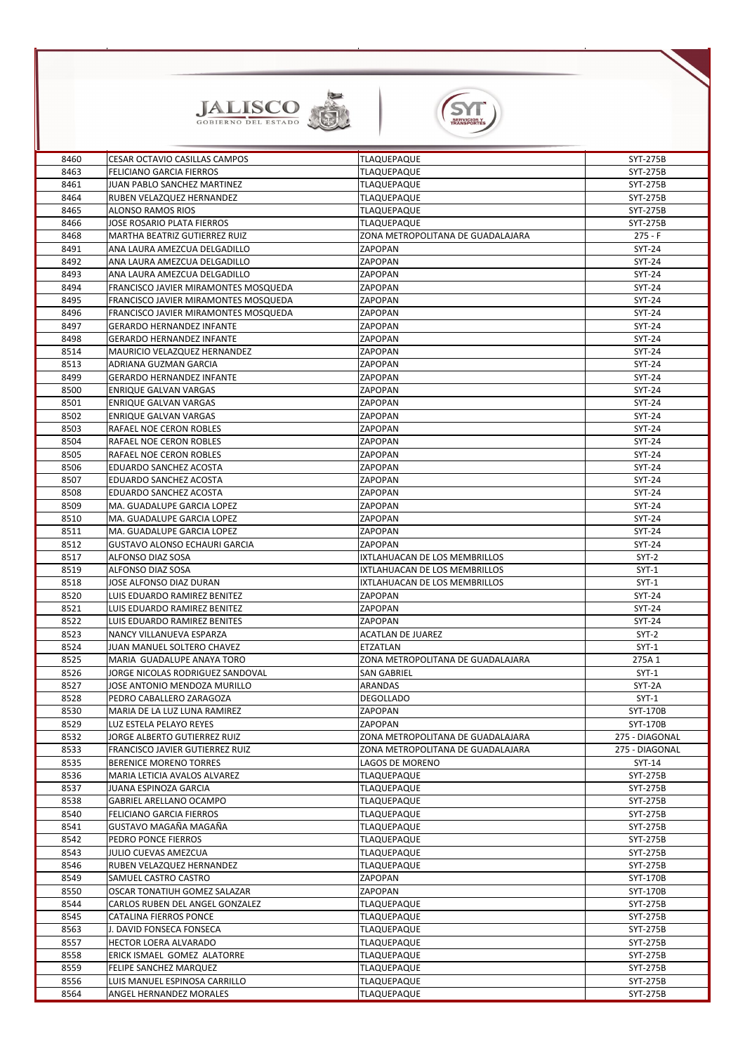| | | | |
|---|---|---|---|
| 8460 | CESAR OCTAVIO CASILLAS CAMPOS | TLAQUEPAQUE | SYT-275B |
| 8463 | FELICIANO GARCIA FIERROS | TLAQUEPAQUE | SYT-275B |
| 8461 | JUAN PABLO SANCHEZ MARTINEZ | TLAQUEPAQUE | SYT-275B |
| 8464 | RUBEN VELAZQUEZ HERNANDEZ | TLAQUEPAQUE | SYT-275B |
| 8465 | ALONSO RAMOS RIOS | TLAQUEPAQUE | SYT-275B |
| 8466 | JOSE ROSARIO PLATA FIERROS | TLAQUEPAQUE | SYT-275B |
| 8468 | MARTHA BEATRIZ GUTIERREZ RUIZ | ZONA METROPOLITANA DE GUADALAJARA | 275 - F |
| 8491 | ANA LAURA AMEZCUA DELGADILLO | ZAPOPAN | SYT-24 |
| 8492 | ANA LAURA AMEZCUA DELGADILLO | ZAPOPAN | SYT-24 |
| 8493 | ANA LAURA AMEZCUA DELGADILLO | ZAPOPAN | SYT-24 |
| 8494 | FRANCISCO JAVIER MIRAMONTES MOSQUEDA | ZAPOPAN | SYT-24 |
| 8495 | FRANCISCO JAVIER MIRAMONTES MOSQUEDA | ZAPOPAN | SYT-24 |
| 8496 | FRANCISCO JAVIER MIRAMONTES MOSQUEDA | ZAPOPAN | SYT-24 |
| 8497 | GERARDO HERNANDEZ INFANTE | ZAPOPAN | SYT-24 |
| 8498 | GERARDO HERNANDEZ INFANTE | ZAPOPAN | SYT-24 |
| 8514 | MAURICIO VELAZQUEZ HERNANDEZ | ZAPOPAN | SYT-24 |
| 8513 | ADRIANA GUZMAN GARCIA | ZAPOPAN | SYT-24 |
| 8499 | GERARDO HERNANDEZ INFANTE | ZAPOPAN | SYT-24 |
| 8500 | ENRIQUE GALVAN VARGAS | ZAPOPAN | SYT-24 |
| 8501 | ENRIQUE GALVAN VARGAS | ZAPOPAN | SYT-24 |
| 8502 | ENRIQUE GALVAN VARGAS | ZAPOPAN | SYT-24 |
| 8503 | RAFAEL NOE CERON ROBLES | ZAPOPAN | SYT-24 |
| 8504 | RAFAEL NOE CERON ROBLES | ZAPOPAN | SYT-24 |
| 8505 | RAFAEL NOE CERON ROBLES | ZAPOPAN | SYT-24 |
| 8506 | EDUARDO SANCHEZ ACOSTA | ZAPOPAN | SYT-24 |
| 8507 | EDUARDO SANCHEZ ACOSTA | ZAPOPAN | SYT-24 |
| 8508 | EDUARDO SANCHEZ ACOSTA | ZAPOPAN | SYT-24 |
| 8509 | MA. GUADALUPE GARCIA LOPEZ | ZAPOPAN | SYT-24 |
| 8510 | MA. GUADALUPE GARCIA LOPEZ | ZAPOPAN | SYT-24 |
| 8511 | MA. GUADALUPE GARCIA LOPEZ | ZAPOPAN | SYT-24 |
| 8512 | GUSTAVO ALONSO ECHAURI GARCIA | ZAPOPAN | SYT-24 |
| 8517 | ALFONSO DIAZ SOSA | IXTLAHUACAN DE LOS MEMBRILLOS | SYT-2 |
| 8519 | ALFONSO DIAZ SOSA | IXTLAHUACAN DE LOS MEMBRILLOS | SYT-1 |
| 8518 | JOSE ALFONSO DIAZ DURAN | IXTLAHUACAN DE LOS MEMBRILLOS | SYT-1 |
| 8520 | LUIS EDUARDO RAMIREZ BENITEZ | ZAPOPAN | SYT-24 |
| 8521 | LUIS EDUARDO RAMIREZ BENITEZ | ZAPOPAN | SYT-24 |
| 8522 | LUIS EDUARDO RAMIREZ BENITES | ZAPOPAN | SYT-24 |
| 8523 | NANCY VILLANUEVA ESPARZA | ACATLAN DE JUAREZ | SYT-2 |
| 8524 | JUAN MANUEL SOLTERO CHAVEZ | ETZATLAN | SYT-1 |
| 8525 | MARIA GUADALUPE ANAYA TORO | ZONA METROPOLITANA DE GUADALAJARA | 275A 1 |
| 8526 | JORGE NICOLAS RODRIGUEZ SANDOVAL | SAN GABRIEL | SYT-1 |
| 8527 | JOSE ANTONIO MENDOZA MURILLO | ARANDAS | SYT-2A |
| 8528 | PEDRO CABALLERO ZARAGOZA | DEGOLLADO | SYT-1 |
| 8530 | MARIA DE LA LUZ LUNA RAMIREZ | ZAPOPAN | SYT-170B |
| 8529 | LUZ ESTELA PELAYO REYES | ZAPOPAN | SYT-170B |
| 8532 | JORGE ALBERTO GUTIERREZ RUIZ | ZONA METROPOLITANA DE GUADALAJARA | 275 - DIAGONAL |
| 8533 | FRANCISCO JAVIER GUTIERREZ RUIZ | ZONA METROPOLITANA DE GUADALAJARA | 275 - DIAGONAL |
| 8535 | BERENICE MORENO TORRES | LAGOS DE MORENO | SYT-14 |
| 8536 | MARIA LETICIA AVALOS ALVAREZ | TLAQUEPAQUE | SYT-275B |
| 8537 | JUANA ESPINOZA GARCIA | TLAQUEPAQUE | SYT-275B |
| 8538 | GABRIEL ARELLANO OCAMPO | TLAQUEPAQUE | SYT-275B |
| 8540 | FELICIANO GARCIA FIERROS | TLAQUEPAQUE | SYT-275B |
| 8541 | GUSTAVO MAGAÑA MAGAÑA | TLAQUEPAQUE | SYT-275B |
| 8542 | PEDRO PONCE FIERROS | TLAQUEPAQUE | SYT-275B |
| 8543 | JULIO CUEVAS AMEZCUA | TLAQUEPAQUE | SYT-275B |
| 8546 | RUBEN VELAZQUEZ HERNANDEZ | TLAQUEPAQUE | SYT-275B |
| 8549 | SAMUEL CASTRO CASTRO | ZAPOPAN | SYT-170B |
| 8550 | OSCAR TONATIUH GOMEZ SALAZAR | ZAPOPAN | SYT-170B |
| 8544 | CARLOS RUBEN DEL ANGEL GONZALEZ | TLAQUEPAQUE | SYT-275B |
| 8545 | CATALINA FIERROS PONCE | TLAQUEPAQUE | SYT-275B |
| 8563 | J. DAVID FONSECA FONSECA | TLAQUEPAQUE | SYT-275B |
| 8557 | HECTOR LOERA ALVARADO | TLAQUEPAQUE | SYT-275B |
| 8558 | ERICK ISMAEL GOMEZ ALATORRE | TLAQUEPAQUE | SYT-275B |
| 8559 | FELIPE SANCHEZ MARQUEZ | TLAQUEPAQUE | SYT-275B |
| 8556 | LUIS MANUEL ESPINOSA CARRILLO | TLAQUEPAQUE | SYT-275B |
| 8564 | ANGEL HERNANDEZ MORALES | TLAQUEPAQUE | SYT-275B |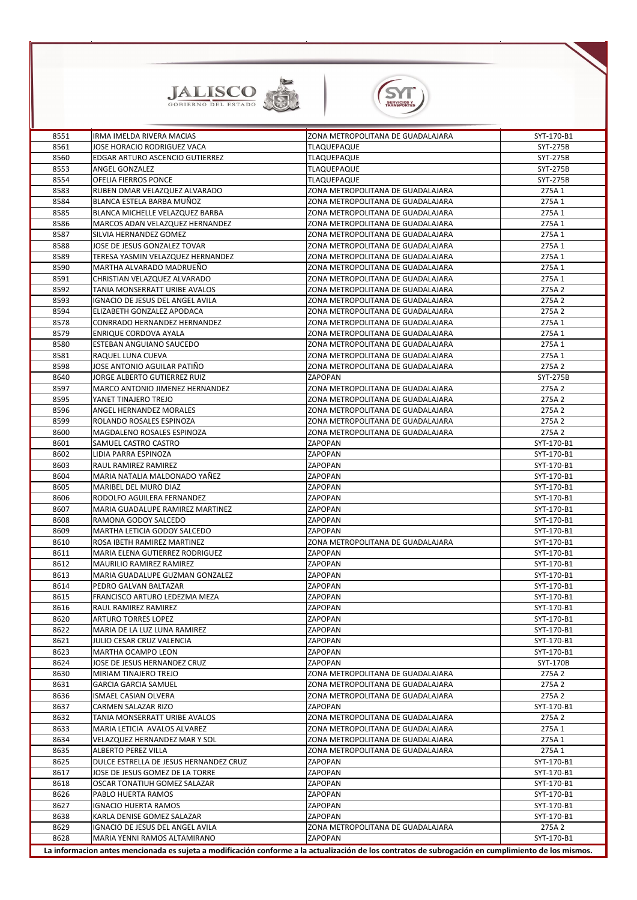| | | | |
|---|---|---|---|
| 8551 | IRMA IMELDA RIVERA MACIAS | ZONA METROPOLITANA DE GUADALAJARA | SYT-170-B1 |
| 8561 | JOSE HORACIO RODRIGUEZ VACA | TLAQUEPAQUE | SYT-275B |
| 8560 | EDGAR ARTURO ASCENCIO GUTIERREZ | TLAQUEPAQUE | SYT-275B |
| 8553 | ANGEL GONZALEZ | TLAQUEPAQUE | SYT-275B |
| 8554 | OFELIA FIERROS PONCE | TLAQUEPAQUE | SYT-275B |
| 8583 | RUBEN OMAR VELAZQUEZ ALVARADO | ZONA METROPOLITANA DE GUADALAJARA | 275A 1 |
| 8584 | BLANCA ESTELA BARBA MUÑOZ | ZONA METROPOLITANA DE GUADALAJARA | 275A 1 |
| 8585 | BLANCA MICHELLE VELAZQUEZ BARBA | ZONA METROPOLITANA DE GUADALAJARA | 275A 1 |
| 8586 | MARCOS ADAN VELAZQUEZ HERNANDEZ | ZONA METROPOLITANA DE GUADALAJARA | 275A 1 |
| 8587 | SILVIA HERNANDEZ GOMEZ | ZONA METROPOLITANA DE GUADALAJARA | 275A 1 |
| 8588 | JOSE DE JESUS GONZALEZ TOVAR | ZONA METROPOLITANA DE GUADALAJARA | 275A 1 |
| 8589 | TERESA YASMIN VELAZQUEZ HERNANDEZ | ZONA METROPOLITANA DE GUADALAJARA | 275A 1 |
| 8590 | MARTHA ALVARADO MADRUEÑO | ZONA METROPOLITANA DE GUADALAJARA | 275A 1 |
| 8591 | CHRISTIAN VELAZQUEZ ALVARADO | ZONA METROPOLITANA DE GUADALAJARA | 275A 1 |
| 8592 | TANIA MONSERRATT URIBE AVALOS | ZONA METROPOLITANA DE GUADALAJARA | 275A 2 |
| 8593 | IGNACIO DE JESUS DEL ANGEL AVILA | ZONA METROPOLITANA DE GUADALAJARA | 275A 2 |
| 8594 | ELIZABETH GONZALEZ APODACA | ZONA METROPOLITANA DE GUADALAJARA | 275A 2 |
| 8578 | CONRRADO HERNANDEZ HERNANDEZ | ZONA METROPOLITANA DE GUADALAJARA | 275A 1 |
| 8579 | ENRIQUE CORDOVA AYALA | ZONA METROPOLITANA DE GUADALAJARA | 275A 1 |
| 8580 | ESTEBAN ANGUIANO SAUCEDO | ZONA METROPOLITANA DE GUADALAJARA | 275A 1 |
| 8581 | RAQUEL LUNA CUEVA | ZONA METROPOLITANA DE GUADALAJARA | 275A 1 |
| 8598 | JOSE ANTONIO AGUILAR PATIÑO | ZONA METROPOLITANA DE GUADALAJARA | 275A 2 |
| 8640 | JORGE ALBERTO GUTIERREZ RUIZ | ZAPOPAN | SYT-275B |
| 8597 | MARCO ANTONIO JIMENEZ HERNANDEZ | ZONA METROPOLITANA DE GUADALAJARA | 275A 2 |
| 8595 | YANET TINAJERO TREJO | ZONA METROPOLITANA DE GUADALAJARA | 275A 2 |
| 8596 | ANGEL HERNANDEZ MORALES | ZONA METROPOLITANA DE GUADALAJARA | 275A 2 |
| 8599 | ROLANDO ROSALES ESPINOZA | ZONA METROPOLITANA DE GUADALAJARA | 275A 2 |
| 8600 | MAGDALENO ROSALES ESPINOZA | ZONA METROPOLITANA DE GUADALAJARA | 275A 2 |
| 8601 | SAMUEL CASTRO CASTRO | ZAPOPAN | SYT-170-B1 |
| 8602 | LIDIA PARRA ESPINOZA | ZAPOPAN | SYT-170-B1 |
| 8603 | RAUL RAMIREZ RAMIREZ | ZAPOPAN | SYT-170-B1 |
| 8604 | MARIA NATALIA MALDONADO YAÑEZ | ZAPOPAN | SYT-170-B1 |
| 8605 | MARIBEL DEL MURO DIAZ | ZAPOPAN | SYT-170-B1 |
| 8606 | RODOLFO AGUILERA FERNANDEZ | ZAPOPAN | SYT-170-B1 |
| 8607 | MARIA GUADALUPE RAMIREZ MARTINEZ | ZAPOPAN | SYT-170-B1 |
| 8608 | RAMONA GODOY SALCEDO | ZAPOPAN | SYT-170-B1 |
| 8609 | MARTHA LETICIA GODOY SALCEDO | ZAPOPAN | SYT-170-B1 |
| 8610 | ROSA IBETH RAMIREZ MARTINEZ | ZONA METROPOLITANA DE GUADALAJARA | SYT-170-B1 |
| 8611 | MARIA ELENA GUTIERREZ RODRIGUEZ | ZAPOPAN | SYT-170-B1 |
| 8612 | MAURILIO RAMIREZ RAMIREZ | ZAPOPAN | SYT-170-B1 |
| 8613 | MARIA GUADALUPE GUZMAN GONZALEZ | ZAPOPAN | SYT-170-B1 |
| 8614 | PEDRO GALVAN BALTAZAR | ZAPOPAN | SYT-170-B1 |
| 8615 | FRANCISCO ARTURO LEDEZMA MEZA | ZAPOPAN | SYT-170-B1 |
| 8616 | RAUL RAMIREZ RAMIREZ | ZAPOPAN | SYT-170-B1 |
| 8620 | ARTURO TORRES LOPEZ | ZAPOPAN | SYT-170-B1 |
| 8622 | MARIA DE LA LUZ LUNA RAMIREZ | ZAPOPAN | SYT-170-B1 |
| 8621 | JULIO CESAR CRUZ VALENCIA | ZAPOPAN | SYT-170-B1 |
| 8623 | MARTHA OCAMPO LEON | ZAPOPAN | SYT-170-B1 |
| 8624 | JOSE DE JESUS HERNANDEZ CRUZ | ZAPOPAN | SYT-170B |
| 8630 | MIRIAM TINAJERO TREJO | ZONA METROPOLITANA DE GUADALAJARA | 275A 2 |
| 8631 | GARCIA GARCIA SAMUEL | ZONA METROPOLITANA DE GUADALAJARA | 275A 2 |
| 8636 | ISMAEL CASIAN OLVERA | ZONA METROPOLITANA DE GUADALAJARA | 275A 2 |
| 8637 | CARMEN SALAZAR RIZO | ZAPOPAN | SYT-170-B1 |
| 8632 | TANIA MONSERRATT URIBE AVALOS | ZONA METROPOLITANA DE GUADALAJARA | 275A 2 |
| 8633 | MARIA LETICIA AVALOS ALVAREZ | ZONA METROPOLITANA DE GUADALAJARA | 275A 1 |
| 8634 | VELAZQUEZ HERNANDEZ MAR Y SOL | ZONA METROPOLITANA DE GUADALAJARA | 275A 1 |
| 8635 | ALBERTO PEREZ VILLA | ZONA METROPOLITANA DE GUADALAJARA | 275A 1 |
| 8625 | DULCE ESTRELLA DE JESUS HERNANDEZ CRUZ | ZAPOPAN | SYT-170-B1 |
| 8617 | JOSE DE JESUS GOMEZ DE LA TORRE | ZAPOPAN | SYT-170-B1 |
| 8618 | OSCAR TONATIUH GOMEZ SALAZAR | ZAPOPAN | SYT-170-B1 |
| 8626 | PABLO HUERTA RAMOS | ZAPOPAN | SYT-170-B1 |
| 8627 | IGNACIO HUERTA RAMOS | ZAPOPAN | SYT-170-B1 |
| 8638 | KARLA DENISE GOMEZ SALAZAR | ZAPOPAN | SYT-170-B1 |
| 8629 | IGNACIO DE JESUS DEL ANGEL AVILA | ZONA METROPOLITANA DE GUADALAJARA | 275A 2 |
| 8628 | MARIA YENNI RAMOS ALTAMIRANO | ZAPOPAN | SYT-170-B1 |

**La informacion antes mencionada es sujeta a modificación conforme a la actualización de los contratos de subrogación en cumplimiento de los mismos.**